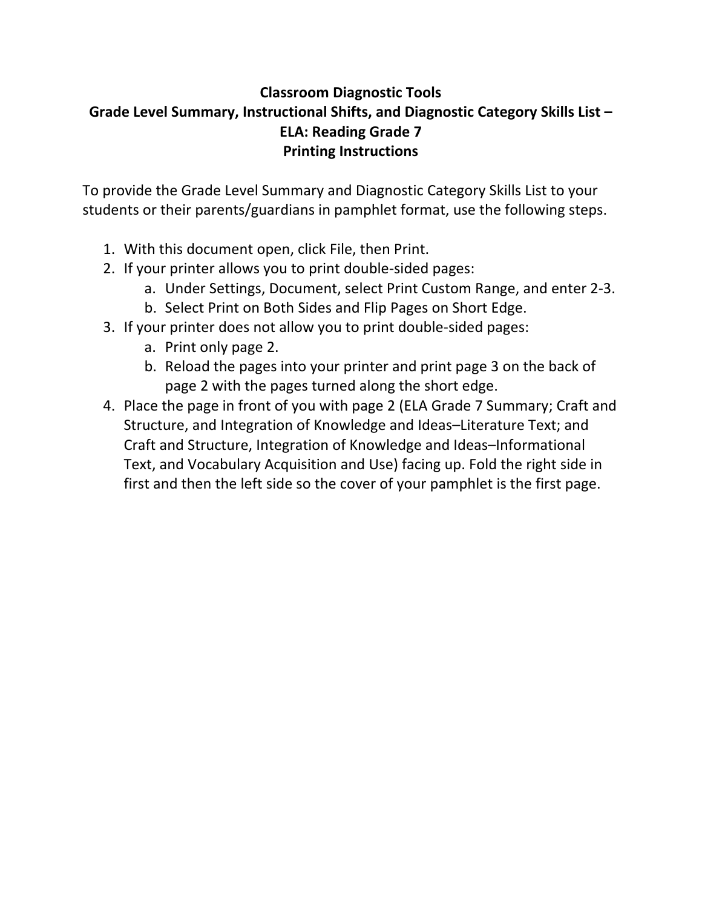# Classroom Diagnostic Tools
## Grade Level Summary, Instructional Shifts, and Diagnostic Category Skills List – ELA: Reading Grade 7
## Printing Instructions

To provide the Grade Level Summary and Diagnostic Category Skills List to your students or their parents/guardians in pamphlet format, use the following steps.

1. With this document open, click File, then Print.
2. If your printer allows you to print double-sided pages:
   a. Under Settings, Document, select Print Custom Range, and enter 2-3.
   b. Select Print on Both Sides and Flip Pages on Short Edge.
3. If your printer does not allow you to print double-sided pages:
   a. Print only page 2.
   b. Reload the pages into your printer and print page 3 on the back of page 2 with the pages turned along the short edge.
4. Place the page in front of you with page 2 (ELA Grade 7 Summary; Craft and Structure, and Integration of Knowledge and Ideas–Literature Text; and Craft and Structure, Integration of Knowledge and Ideas–Informational Text, and Vocabulary Acquisition and Use) facing up. Fold the right side in first and then the left side so the cover of your pamphlet is the first page.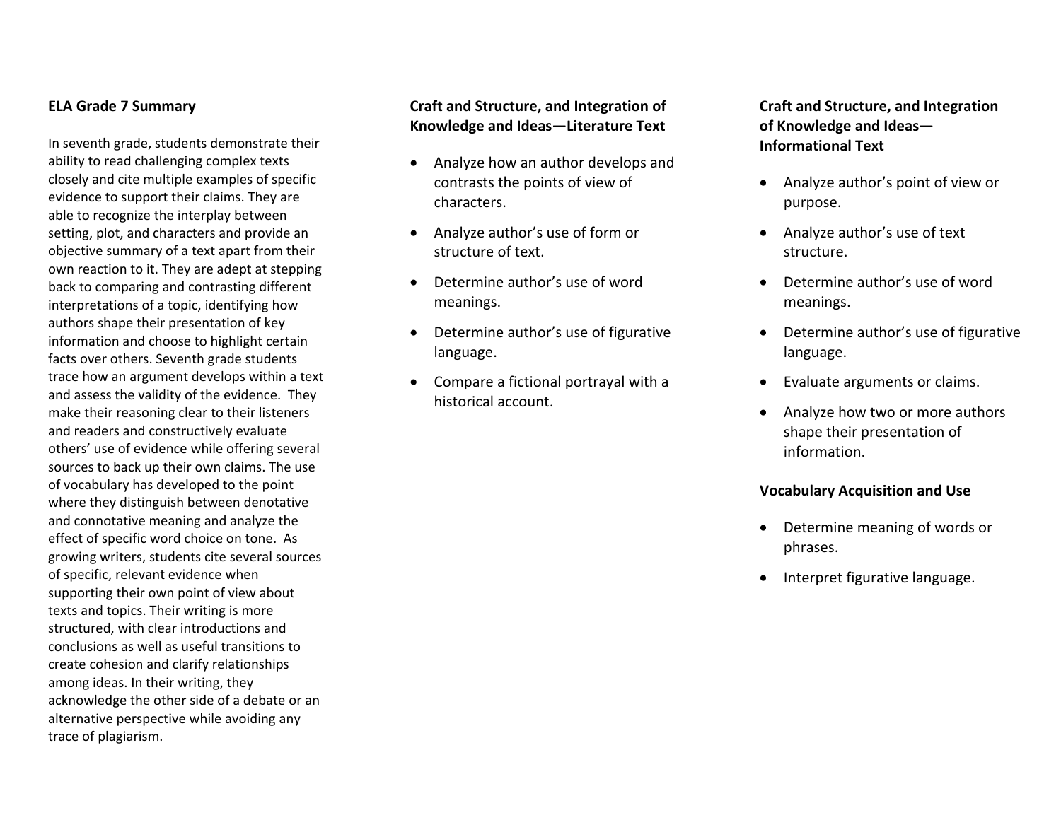## ELA Grade 7 Summary

In seventh grade, students demonstrate their ability to read challenging complex texts closely and cite multiple examples of specific evidence to support their claims. They are able to recognize the interplay between setting, plot, and characters and provide an objective summary of a text apart from their own reaction to it. They are adept at stepping back to comparing and contrasting different interpretations of a topic, identifying how authors shape their presentation of key information and choose to highlight certain facts over others. Seventh grade students trace how an argument develops within a text and assess the validity of the evidence. They make their reasoning clear to their listeners and readers and constructively evaluate others' use of evidence while offering several sources to back up their own claims. The use of vocabulary has developed to the point where they distinguish between denotative and connotative meaning and analyze the effect of specific word choice on tone. As growing writers, students cite several sources of specific, relevant evidence when supporting their own point of view about texts and topics. Their writing is more structured, with clear introductions and conclusions as well as useful transitions to create cohesion and clarify relationships among ideas. In their writing, they acknowledge the other side of a debate or an alternative perspective while avoiding any trace of plagiarism.

## Craft and Structure, and Integration of Knowledge and Ideas—Literature Text

- Analyze how an author develops and contrasts the points of view of characters.
- Analyze author's use of form or structure of text.
- Determine author's use of word meanings.
- Determine author's use of figurative language.
- Compare a fictional portrayal with a historical account.

## Craft and Structure, and Integration of Knowledge and Ideas—Informational Text

- Analyze author's point of view or purpose.
- Analyze author's use of text structure.
- Determine author's use of word meanings.
- Determine author's use of figurative language.
- Evaluate arguments or claims.
- Analyze how two or more authors shape their presentation of information.

## Vocabulary Acquisition and Use

- Determine meaning of words or phrases.
- Interpret figurative language.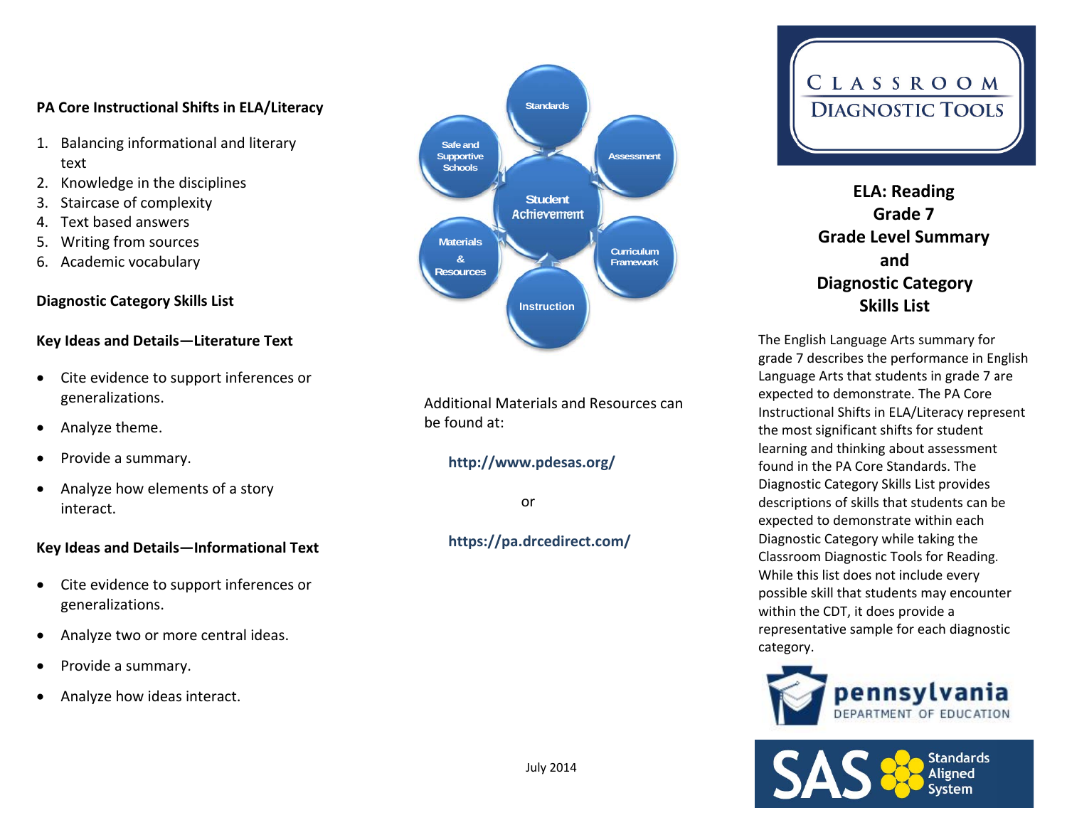**PA Core Instructional Shifts in ELA/Literacy**

1. Balancing informational and literary text
2. Knowledge in the disciplines
3. Staircase of complexity
4. Text based answers
5. Writing from sources
6. Academic vocabulary

**Diagnostic Category Skills List**

**Key Ideas and Details—Literature Text**

- Cite evidence to support inferences or generalizations.
- Analyze theme.
- Provide a summary.
- Analyze how elements of a story interact.

**Key Ideas and Details—Informational Text**

- Cite evidence to support inferences or generalizations.
- Analyze two or more central ideas.
- Provide a summary.
- Analyze how ideas interact.

Standards

Safe and Supportive Schools

Assessment

Student Achievement

Materials & Resources

Curriculum Framework

Instruction

Additional Materials and Resources can be found at:

**http://www.pdesas.org/**

or

**https://pa.drcedirect.com/**

July 2014

# CLASSROOM DIAGNOSTIC TOOLS

## ELA: Reading Grade 7 Grade Level Summary and Diagnostic Category Skills List

The English Language Arts summary for grade 7 describes the performance in English Language Arts that students in grade 7 are expected to demonstrate. The PA Core Instructional Shifts in ELA/Literacy represent the most significant shifts for student learning and thinking about assessment found in the PA Core Standards. The Diagnostic Category Skills List provides descriptions of skills that students can be expected to demonstrate within each Diagnostic Category while taking the Classroom Diagnostic Tools for Reading. While this list does not include every possible skill that students may encounter within the CDT, it does provide a representative sample for each diagnostic category.

pennsylvania DEPARTMENT OF EDUCATION

SAS Standards Aligned System